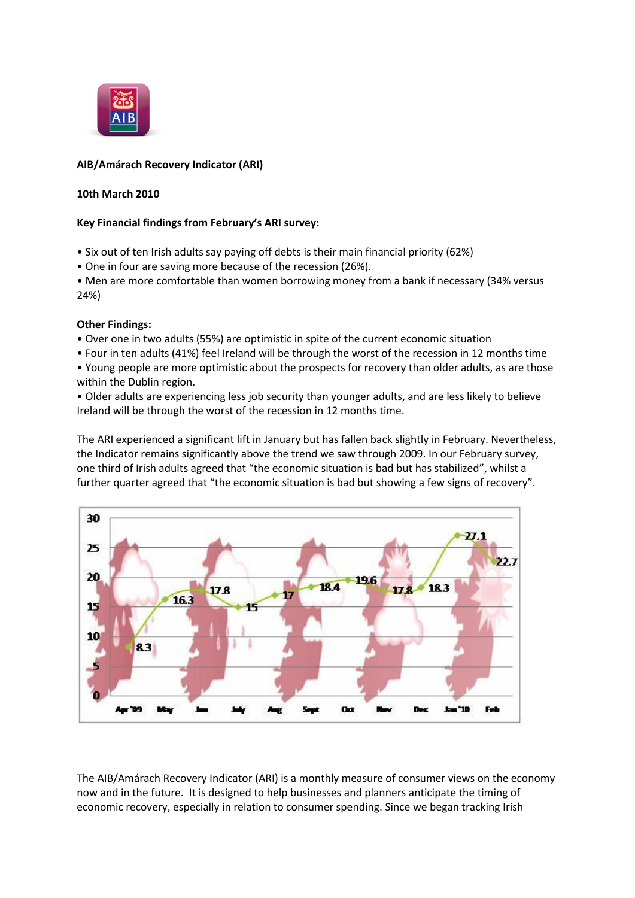**AIB/Amárach Recovery Indicator (ARI)**

**10th March 2010**

**Key Financial findings from February's ARI survey:**

- Six out of ten Irish adults say paying off debts is their main financial priority (62%)
- One in four are saving more because of the recession (26%).
- Men are more comfortable than women borrowing money from a bank if necessary (34% versus 24%)

**Other Findings:**

- Over one in two adults (55%) are optimistic in spite of the current economic situation
- Four in ten adults (41%) feel Ireland will be through the worst of the recession in 12 months time
- Young people are more optimistic about the prospects for recovery than older adults, as are those within the Dublin region.
- Older adults are experiencing less job security than younger adults, and are less likely to believe Ireland will be through the worst of the recession in 12 months time.

The ARI experienced a significant lift in January but has fallen back slightly in February. Nevertheless, the Indicator remains significantly above the trend we saw through 2009. In our February survey, one third of Irish adults agreed that "the economic situation is bad but has stabilized", whilst a further quarter agreed that "the economic situation is bad but showing a few signs of recovery".

| Apr '09 | May | Jun | July | Aug | Sept | Oct | Nov | Dec | Jan '10 | Feb |
|---|---|---|---|---|---|---|---|---|---|---|
| 8.3 | 16.3 | 17.8 | 15 | 17 | 18.4 | 19.6 | 17.8 | 18.3 | 27.1 | 22.7 |

The AIB/Amárach Recovery Indicator (ARI) is a monthly measure of consumer views on the economy now and in the future. It is designed to help businesses and planners anticipate the timing of economic recovery, especially in relation to consumer spending. Since we began tracking Irish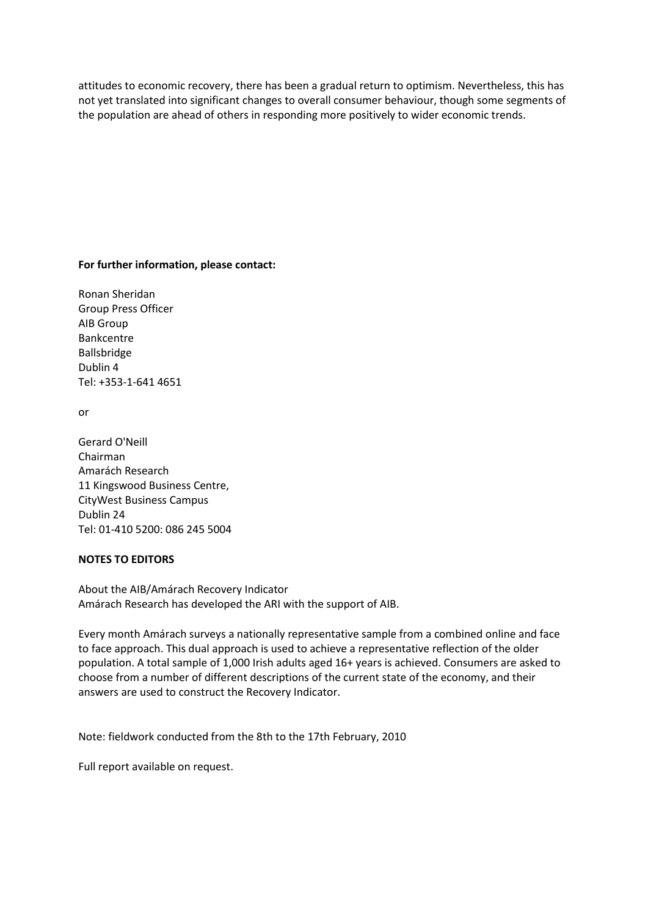attitudes to economic recovery, there has been a gradual return to optimism. Nevertheless, this has not yet translated into significant changes to overall consumer behaviour, though some segments of the population are ahead of others in responding more positively to wider economic trends.

**For further information, please contact:**

Ronan Sheridan  
Group Press Officer  
AIB Group  
Bankcentre  
Ballsbridge  
Dublin 4  
Tel: +353-1-641 4651

or

Gerard O'Neill  
Chairman  
Amarách Research  
11 Kingswood Business Centre,  
CityWest Business Campus  
Dublin 24  
Tel: 01-410 5200: 086 245 5004

**NOTES TO EDITORS**

About the AIB/Amárach Recovery Indicator  
Amárach Research has developed the ARI with the support of AIB.

Every month Amárach surveys a nationally representative sample from a combined online and face to face approach. This dual approach is used to achieve a representative reflection of the older population. A total sample of 1,000 Irish adults aged 16+ years is achieved. Consumers are asked to choose from a number of different descriptions of the current state of the economy, and their answers are used to construct the Recovery Indicator.

Note: fieldwork conducted from the 8th to the 17th February, 2010

Full report available on request.